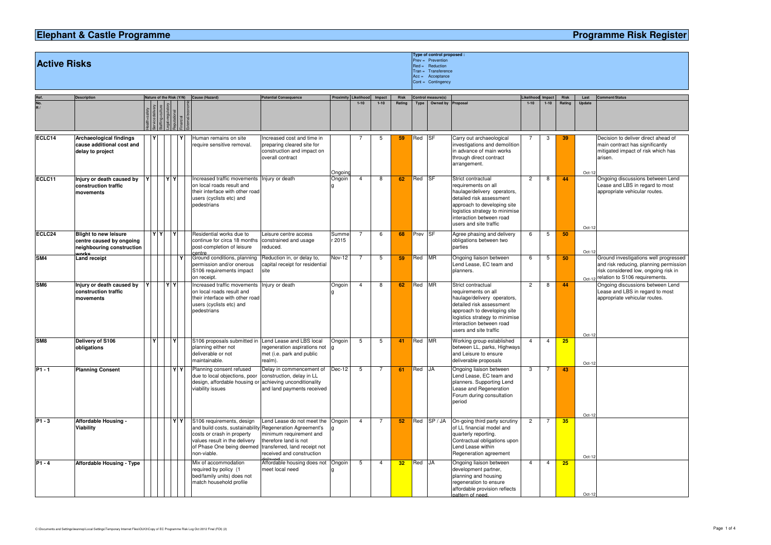# Elephant & Castle Programme

# Programme Risk Register

## Active Risks

**Type of control proposed :**
Prev = Prevention
Red = Reduction
Tran = Transference
Acc = Acceptance
Cont = Contingency

| Ref. No. R / | Description | Health+safety | Service delivery | Staffing+culture | Legal+regulatory | Reputational | Financial | External/economic | Cause (Hazard) | Potential Consequence | Proximity | Likelihood 1-10 | Impact 1-10 | Risk Rating | Control measure(s) Type | Owned by | Proposal | Likelihood 1-10 | Impact 1-10 | Risk Rating | Last Update | Comment/Status |
|---|---|---|---|---|---|---|---|---|---|---|---|---|---|---|---|---|---|---|---|---|---|---|
| ECLC14 | **Archaeological findings cause additional cost and delay to project** | | Y | | | | | Y | Human remains on site require sensitive removal. | Increased cost and time in preparing cleared site for construction and impact on overall contract | Ongoing | 7 | 5 | 59 | Red | SF | Carry out archaeological investigations and demolition in advance of main works through direct contract arrangement. | 7 | 3 | 39 | Oct-12 | Decision to deliver direct ahead of main contract has significantly mitigated impact of risk which has arisen. |
| ECLC11 | **Injury or death caused by construction traffic movements** | Y | | | | Y | Y | | Increased traffic movements on local roads result and their interface with other road users (cyclists etc) and pedestrians | Injury or death | Ongoing | 4 | 8 | 62 | Red | SF | Strict contractual requirements on all haulage/delivery operators, detailed risk assessment approach to developing site logistics strategy to minimise interaction between road users and site traffic | 2 | 8 | 44 | Oct-12 | Ongoing discussions between Lend Lease and LBS in regard to most appropriate vehicular routes. |
| ECLC24 | **Blight to new leisure centre caused by ongoing neighbouring construction works** | | Y | Y | | Y | | | Residential works due to continue for circa 18 months post-completion of leisure centre | Leisure centre access constrained and usage reduced. | Summer 2015 | 7 | 6 | 68 | Prev | SF | Agree phasing and delivery obligations between two parties | 6 | 5 | 50 | Oct-12 | |
| SM4 | **Land receipt** | | | | | | Y | | Ground conditions, planning permission and/or onerous S106 requirements impact on receipt. | Reduction in, or delay to, capital receipt for residential site | Nov-12 | 7 | 5 | 59 | Red | MR | Ongoing liaison between Lend Lease, EC team and planners. | 6 | 5 | 50 | Oct-12 | Ground investigations well progressed and risk reducing, planning permission risk considered low, ongoing risk in relation to S106 requirements. |
| SM6 | **Injury or death caused by construction traffic movements** | Y | | | | Y | Y | | Increased traffic movements on local roads result and their interface with other road users (cyclists etc) and pedestrians | Injury or death | Ongoing | 4 | 8 | 62 | Red | MR | Strict contractual requirements on all haulage/delivery operators, detailed risk assessment approach to developing site logistics strategy to minimise interaction between road users and site traffic | 2 | 8 | 44 | Oct-12 | Ongoing discussions between Lend Lease and LBS in regard to most appropriate vehicular routes. |
| SM8 | **Delivery of S106 obligations** | | Y | | | Y | | | S106 proposals submitted in planning either not deliverable or not maintainable. | Lend Lease and LBS local regeneration aspirations not met (i.e. park and public realm). | Ongoing | 5 | 5 | 41 | Red | MR | Working group established between LL, parks, Highways and Leisure to ensure deliverable proposals | 4 | 4 | 25 | Oct-12 | |
| P1 - 1 | **Planning Consent** | | | | | Y | Y | | Planning consent refused due to local objections, poor design, affordable housing or viability issues | Delay in commencement of construction, delay in LL achieving unconditionality and land payments received | Dec-12 | 5 | 7 | 61 | Red | JA | Ongoing liaison between Lend Lease, EC team and planners. Supporting Lend Lease and Regeneration Forum during consultation period | 3 | 7 | 43 | Oct-12 | |
| P1 - 3 | **Affordable Housing - Viability** | | | | | Y | Y | | S106 requirements, design and build costs, sustainability costs or crash in property values result in the delivery of Phase One being deemed non-viable. | Lend Lease do not meet the Regeneration Agreement's minimum requirement and therefore land is not transferred, land receipt not received and construction delayed | Ongoing | 4 | 7 | 52 | Red | SP / JA | On-going third party scrutiny of LL financial model and quarterly reporting. Contractual obligations upon Lend Lease within Regeneration agreement | 2 | 7 | 35 | Oct-12 | |
| P1 - 4 | **Affordable Housing - Type** | | | | | | | | Mix of accommodation required by policy (1 bed/family units) does not match household profile | Affordable housing does not meet local need | Ongoing | 5 | 4 | 32 | Red | JA | Ongoing liaison between development partner, planning and housing regeneration to ensure affordable provision reflects pattern of need. | 4 | 4 | 25 | Oct-12 | |

C:\Documents and Settings\leannop\Local Settings\Temporary Internet Files\OLK3\Copy of EC Programme Risk Log Oct 2012 Final (FOI) (2)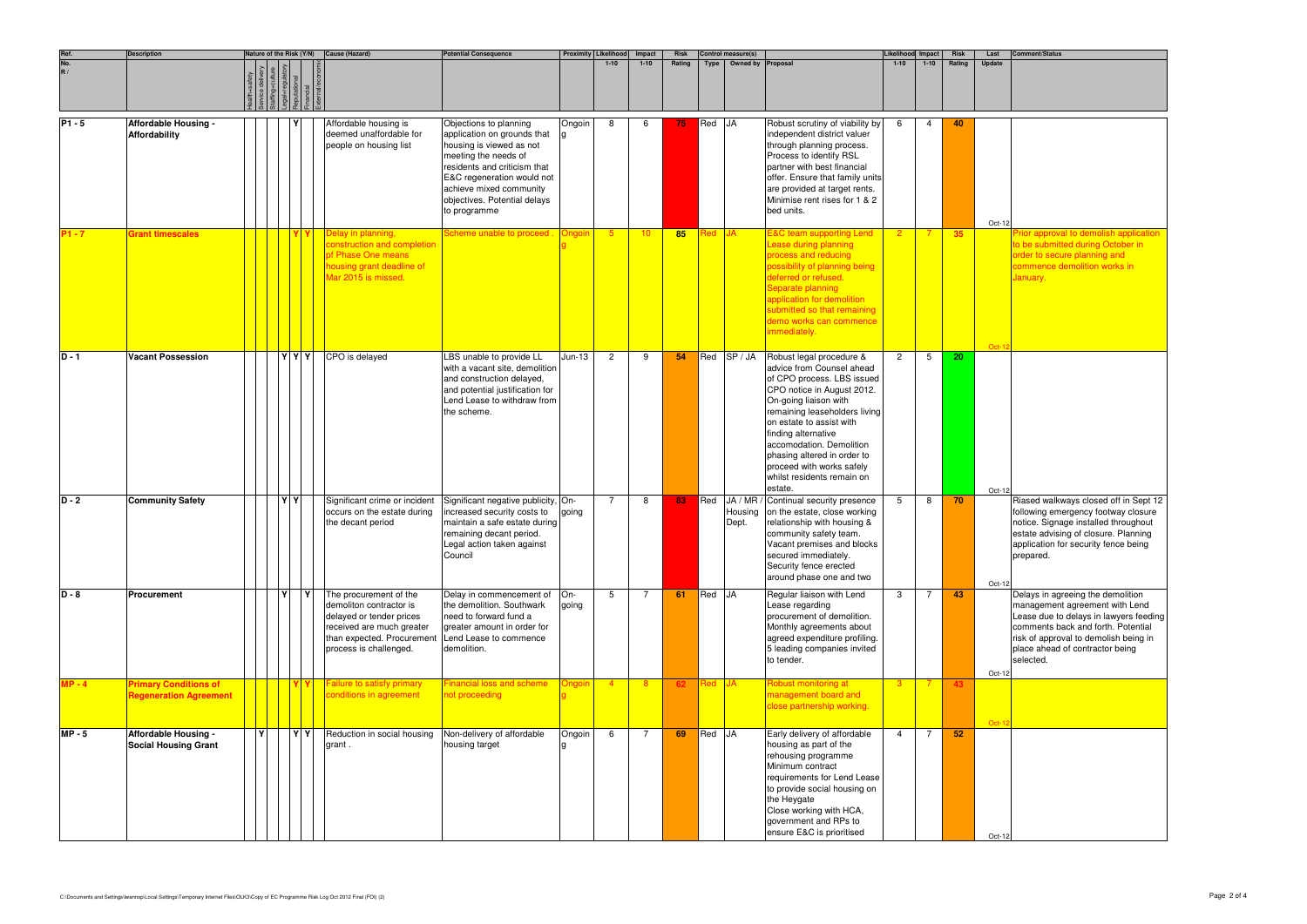| Ref. No. R / | Description | Nature of the Risk (Y/N) | | | | | | | Cause (Hazard) | Potential Consequence | Proximity | Likelihood | Impact | Risk | Control measure(s) | | | Likelihood | Impact | Risk | Last | Comment/Status |
|---|---|---|---|---|---|---|---|---|---|---|---|---|---|---|---|---|---|---|---|---|---|---|
| | | Health+safety | Service delivery | Staffing+culture | Legal+regulatory | Reputational | Financial | External/economic | | | | 1-10 | 1-10 | Rating | Type | Owned by | Proposal | 1-10 | 1-10 | Rating | Update | |
| P1 - 5 | **Affordable Housing - Affordability** | | | | | Y | | | Affordable housing is deemed unaffordable for people on housing list | Objections to planning application on grounds that housing is viewed as not meeting the needs of residents and criticism that E&C regeneration would not achieve mixed community objectives. Potential delays to programme | Ongoing | 8 | 6 | 75 | Red | JA | Robust scrutiny of viability by independent district valuer through planning process. Process to identify RSL partner with best financial offer. Ensure that family units are provided at target rents. Minimise rent rises for 1 & 2 bed units. | 6 | 4 | 40 | Oct-12 | |
| P1 - 7 | **Grant timescales** | | | | | Y | Y | | Delay in planning, construction and completion of Phase One means housing grant deadline of Mar 2015 is missed. | Scheme unable to proceed . | Ongoing | 5 | 10 | 85 | Red | JA | E&C team supporting Lend Lease during planning process and reducing possibility of planning being deferred or refused. Separate planning application for demolition submitted so that remaining demo works can commence immediately. | 2 | 7 | 35 | Oct-12 | Prior approval to demolish application to be submitted during October in order to secure planning and commence demolition works in January. |
| D - 1 | **Vacant Possession** | | | Y | Y | Y | | | CPO is delayed | LBS unable to provide LL with a vacant site, demolition and construction delayed, and potential justification for Lend Lease to withdraw from the scheme. | Jun-13 | 2 | 9 | 54 | Red | SP / JA | Robust legal procedure & advice from Counsel ahead of CPO process. LBS issued CPO notice in August 2012. On-going liaison with remaining leaseholders living on estate to assist with finding alternative accomodation. Demolition phasing altered in order to proceed with works safely whilst residents remain on estate. | 2 | 5 | 20 | Oct-12 | |
| D - 2 | **Community Safety** | | | Y | Y | | | | Significant crime or incident occurs on the estate during the decant period | Significant negative publicity, increased security costs to maintain a safe estate during remaining decant period. Legal action taken against Council | On-going | 7 | 8 | 83 | Red | JA / MR / Housing Dept. | Continual security presence on the estate, close working relationship with housing & community safety team. Vacant premises and blocks secured immediately. Security fence erected around phase one and two | 5 | 8 | 70 | Oct-12 | Riased walkways closed off in Sept 12 following emergency footway closure notice. Signage installed throughout estate advising of closure. Planning application for security fence being prepared. |
| D - 8 | **Procurement** | | | Y | | | Y | | The procurement of the demoliton contractor is delayed or tender prices received are much greater than expected. Procurement process is challenged. | Delay in commencement of the demolition. Southwark need to forward fund a greater amount in order for Lend Lease to commence demolition. | On-going | 5 | 7 | 61 | Red | JA | Regular liaison with Lend Lease regarding procurement of demolition. Monthly agreements about agreed expenditure profiling. 5 leading companies invited to tender. | 3 | 7 | 43 | Oct-12 | Delays in agreeing the demolition management agreement with Lend Lease due to delays in lawyers feeding comments back and forth. Potential risk of approval to demolish being in place ahead of contractor being selected. |
| MP - 4 | **Primary Conditions of Regeneration Agreement** | | | | | Y | Y | | Failure to satisfy primary conditions in agreement | Financial loss and scheme not proceeding | Ongoing | 4 | 8 | 62 | Red | JA | Robust monitoring at management board and close partnership working. | 3 | 7 | 43 | Oct-12 | |
| MP - 5 | **Affordable Housing - Social Housing Grant** | Y | | | Y | Y | | | Reduction in social housing grant . | Non-delivery of affordable housing target | Ongoing | 6 | 7 | 69 | Red | JA | Early delivery of affordable housing as part of the rehousing programme Minimum contract requirements for Lend Lease to provide social housing on the Heygate Close working with HCA, government and RPs to ensure E&C is prioritised | 4 | 7 | 52 | Oct-12 | |

C:\Documents and Settings\leannop\Local Settings\Temporary Internet Files\OLK3\Copy of EC Programme Risk Log Oct 2012 Final (FOI) (2)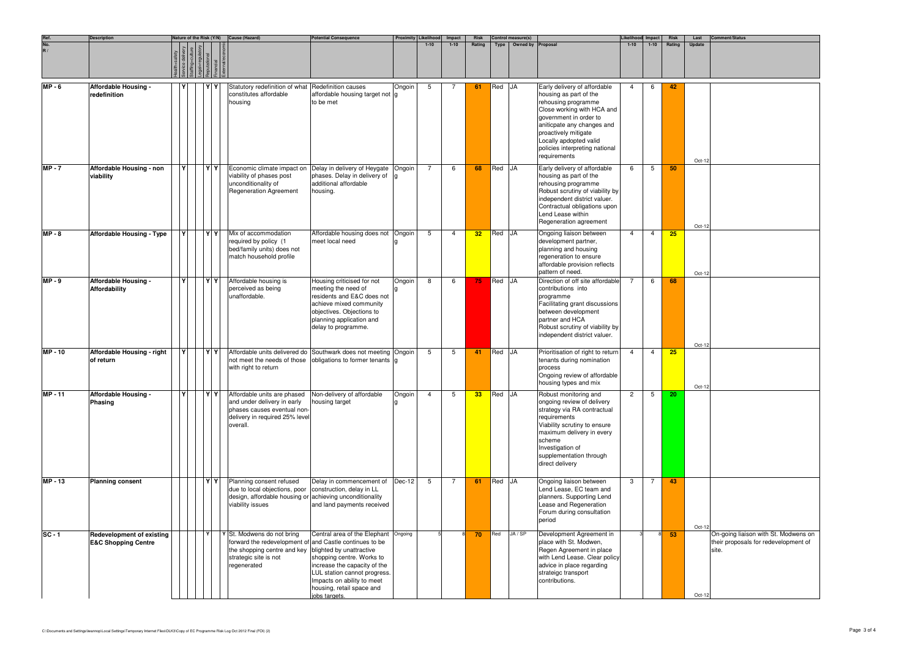| Ref. No. R / | Description | Nature of the Risk (Y/N) | | | | | | | | Cause (Hazard) | Potential Consequence | Proximity | Likelihood 1-10 | Impact 1-10 | Risk Rating | Control measure(s) Type | Owned by | Proposal | Likelihood 1-10 | Impact 1-10 | Risk Rating | Last Update | Comment/Status |
|---|---|---|---|---|---|---|---|---|---|---|---|---|---|---|---|---|---|---|---|---|---|---|---|
| | | Health+safety | Service delivery | Staffing+culture | Legal+regulatory | Reputational | Financial | External/economic | | | | | | | | | | | | | | | |
| MP - 6 | Affordable Housing - redefinition | Y | | | | Y | Y | | | Statutory redefinition of what constitutes affordable housing | Redefinition causes affordable housing target not to be met | Ongoing | 5 | 7 | 61 | Red | JA | Early delivery of affordable housing as part of the rehousing programme<br>Close working with HCA and government in order to aniticpate any changes and proactively mitigate<br>Locally apdopted valid policies interpreting national requirements | 4 | 6 | 42 | Oct-12 | |
| MP - 7 | Affordable Housing - non viability | Y | | | | Y | Y | | | Economic climate impact on viability of phases post unconditionality of Regeneration Agreement | Delay in delivery of Heygate phases. Delay in delivery of additional affordable housing. | Ongoing | 7 | 6 | 68 | Red | JA | Early delivery of affordable housing as part of the rehousing programme<br>Robust scrutiny of viability by independent district valuer.<br>Contractual obligations upon Lend Lease within Regeneration agreement | 6 | 5 | 50 | Oct-12 | |
| MP - 8 | Affordable Housing - Type | Y | | | | Y | Y | | | Mix of accommodation required by policy (1 bed/family units) does not match household profile | Affordable housing does not meet local need | Ongoing | 5 | 4 | 32 | Red | JA | Ongoing liaison between development partner, planning and housing regeneration to ensure affordable provision reflects pattern of need. | 4 | 4 | 25 | Oct-12 | |
| MP - 9 | Affordable Housing - Affordability | Y | | | | Y | Y | | | Affordable housing is perceived as being unaffordable. | Housing criticised for not meeting the need of residents and E&C does not achieve mixed community objectives. Objections to planning application and delay to programme. | Ongoing | 8 | 6 | 75 | Red | JA | Direction of off site affordable contributions into programme<br>Facilitating grant discussions between development partner and HCA<br>Robust scrutiny of viability by independent district valuer. | 7 | 6 | 68 | Oct-12 | |
| MP - 10 | Affordable Housing - right of return | Y | | | | Y | Y | | | Affordable units delivered do not meet the needs of those with right to return | Southwark does not meeting obligations to former tenants | Ongoing | 5 | 5 | 41 | Red | JA | Prioritisation of right to return tenants during nomination process<br>Ongoing review of affordable housing types and mix | 4 | 4 | 25 | Oct-12 | |
| MP - 11 | Affordable Housing - Phasing | Y | | | | Y | Y | | | Affordable units are phased and under delivery in early phases causes eventual non-delivery in required 25% level overall. | Non-delivery of affordable housing target | Ongoing | 4 | 5 | 33 | Red | JA | Robust monitoring and ongoing review of delivery strategy via RA contractual requirements<br>Viability scrutiny to ensure maximum delivery in every scheme<br>Investigation of supplementation through direct delivery | 2 | 5 | 20 | | |
| MP - 13 | Planning consent | | | | | Y | Y | | | Planning consent refused due to local objections, poor design, affordable housing or viability issues | Delay in commencement of construction, delay in LL achieving unconditionality and land payments received | Dec-12 | 5 | 7 | 61 | Red | JA | Ongoing liaison between Lend Lease, EC team and planners. Supporting Lend Lease and Regeneration Forum during consultation period | 3 | 7 | 43 | Oct-12 | |
| SC - 1 | Redevelopment of existing E&C Shopping Centre | | | | | Y | | Y | | St. Modwens do not bring forward the redevelopment of the shopping centre and key strategic site is not regenerated | Central area of the Elephant and Castle continues to be blighted by unattractive shopping centre. Works to increase the capacity of the LUL station cannot progress. Impacts on ability to meet housing, retail space and jobs targets. | Ongoing | 5 | 8 | 70 | Red | JA / SP | Development Agreement in place with St. Modwen, Regen Agreement in place with Lend Lease. Clear policy advice in place regarding strateigc transport contributions. | 3 | 8 | 53 | Oct-12 | On-going liaison with St. Modwens on their proposals for redevelopment of site. |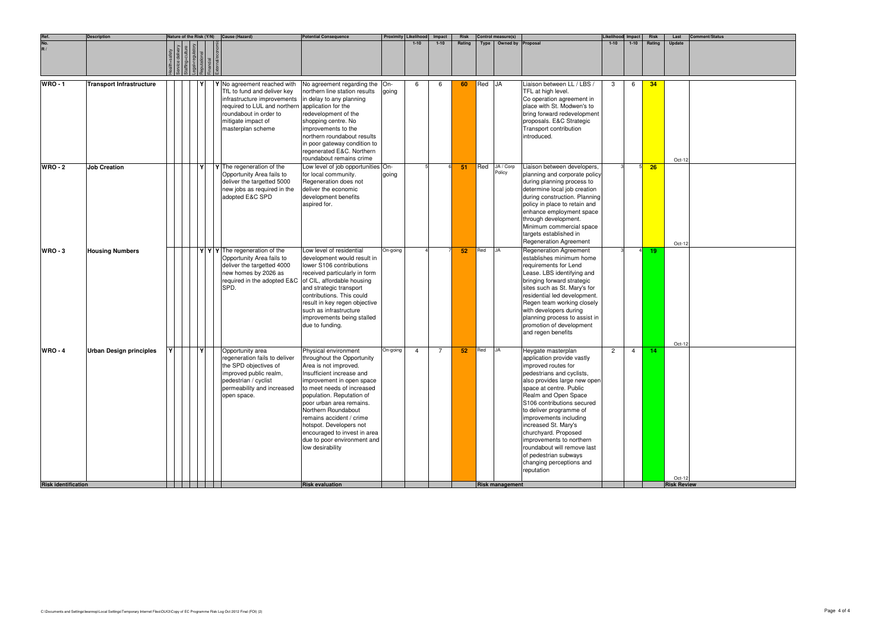| Ref. No. R / | Description | Nature of the Risk (Y/N) Health+safety | Service delivery | Staffing+culture | Legal+regulatory | Reputational | Financial | External/economic | Cause (Hazard) | Potential Consequence | Proximity | Likelihood 1-10 | Impact 1-10 | Risk Rating | Control measure(s) Type | Owned by | Proposal | Likelihood 1-10 | Impact 1-10 | Risk Rating | Last Update | Comment/Status |
|---|---|---|---|---|---|---|---|---|---|---|---|---|---|---|---|---|---|---|---|---|---|---|
| **WRO - 1** | **Transport Infrastructure** | | | | | Y | | Y | No agreement reached with TfL to fund and deliver key infrastructure improvements required to LUL and northern roundabout in order to mitigate impact of masterplan scheme | No agreement regarding the northern line station results in delay to any planning application for the redevelopment of the shopping centre. No improvements to the northern roundabout results in poor gateway condition to regenerated E&C. Northern roundabout remains crime | On-going | 6 | 6 | 60 | Red | JA | Liaison between LL / LBS / TFL at high level. Co operation agreement in place with St. Modwen's to bring forward redevelopment proposals. E&C Strategic Transport contribution introduced. | 3 | 6 | 34 | Oct-12 | |
| **WRO - 2** | **Job Creation** | | | | | Y | | Y | The regeneration of the Opportunity Area fails to deliver the targetted 5000 new jobs as required in the adopted E&C SPD | Low level of job opportunities for local community. Regeneration does not deliver the economic development benefits aspired for. | On-going | 5 | 6 | 51 | Red | JA / Corp Policy | Liaison between developers, planning and corporate policy during planning process to determine local job creation during construction. Planning policy in place to retain and enhance employment space through development. Minimum commercial space targets established in Regeneration Agreement | 3 | 5 | 26 | Oct-12 | |
| **WRO - 3** | **Housing Numbers** | | | | | Y | Y | Y | The regeneration of the Opportunity Area fails to deliver the targetted 4000 new homes by 2026 as required in the adopted E&C SPD. | Low level of residential development would result in lower S106 contributions received particularly in form of CIL, affordable housing and strategic transport contributions. This could result in key regen objective such as infrastructure improvements being stalled due to funding. | On-going | 4 | 7 | 52 | Red | JA | Regeneration Agreement establishes minimum home requirements for Lend Lease. LBS identifying and bringing forward strategic sites such as St. Mary's for residential led development. Regen team working closely with developers during planning process to assist in promotion of development and regen benefits | 3 | 4 | 19 | Oct-12 | |
| **WRO - 4** | **Urban Design principles** | Y | | | | Y | | | Opportunity area regeneration fails to deliver the SPD objectives of improved public realm, pedestrian / cyclist permeability and increased open space. | Physical environment throughout the Opportunity Area is not improved. Insufficient increase and improvement in open space to meet needs of increased population. Reputation of poor urban area remains. Northern Roundabout remains accident / crime hotspot. Developers not encouraged to invest in area due to poor environment and low desirability | On-going | 4 | 7 | 52 | Red | JA | Heygate masterplan application provide vastly improved routes for pedestrians and cyclists, also provides large new open space at centre. Public Realm and Open Space S106 contributions secured to deliver programme of improvements including increased St. Mary's churchyard. Proposed improvements to northern roundabout will remove last of pedestrian subways changing perceptions and reputation | 2 | 4 | 14 | Oct-12 | |
| **Risk identification** | | | | | | | | | | **Risk evaluation** | | | | | **Risk management** | | | | | | **Risk Review** | |